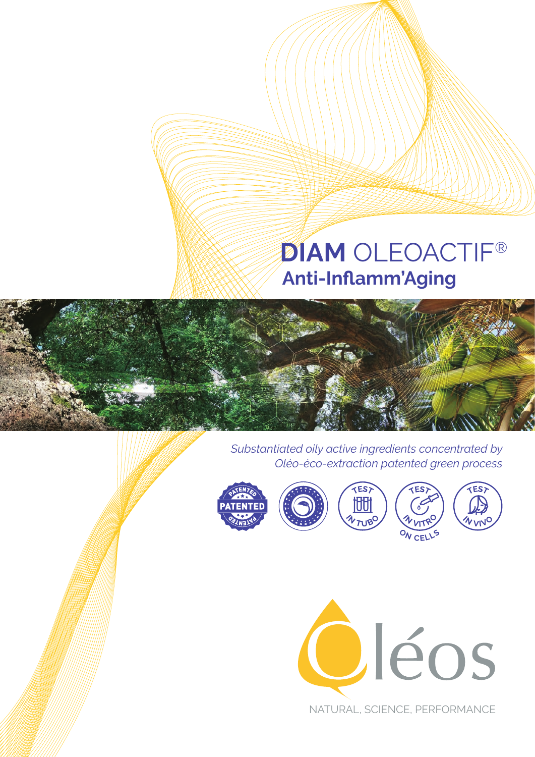# **DIAM** OLEOACTIF®

## Anti-Inflamm'Aging

*Substantiated oily active ingredients concentrated by Oléo-éco-extraction patented green process*

PATENTED

TEST IN TUBO

TEST IN VITRO ON CELLS

TEST IN VIVO

Oléos

NATURAL, SCIENCE, PERFORMANCE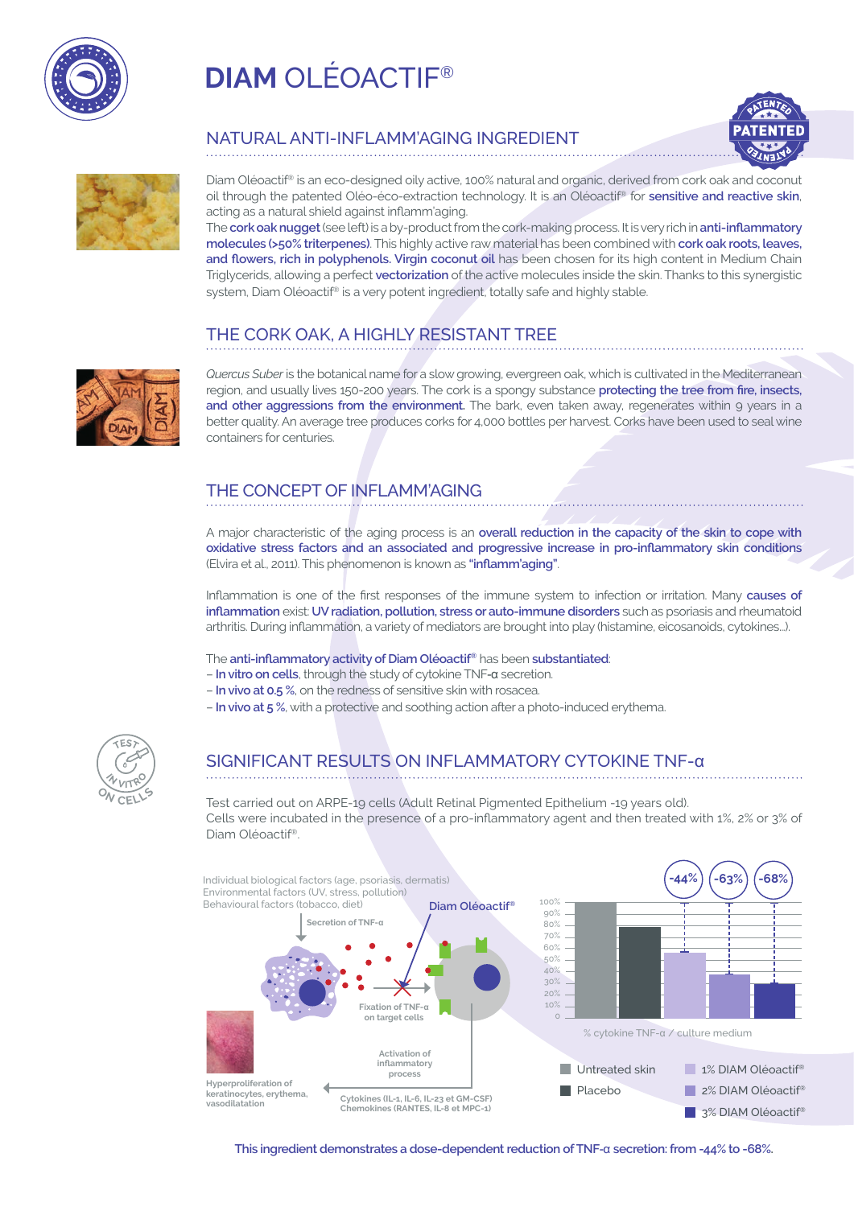# DIAM OLÉOACTIF®

## NATURAL ANTI-INFLAMM'AGING INGREDIENT

PATENTED

Diam Oléoactif® is an eco-designed oily active, 100% natural and organic, derived from cork oak and coconut oil through the patented Oléo-éco-extraction technology. It is an Oléoactif® for **sensitive and reactive skin**, acting as a natural shield against inflamm'aging.

The **cork oak nugget** (see left) is a by-product from the cork-making process. It is very rich in **anti-inflammatory molecules (>50% triterpenes)**. This highly active raw material has been combined with **cork oak roots, leaves, and flowers, rich in polyphenols. Virgin coconut oil** has been chosen for its high content in Medium Chain Triglycerids, allowing a perfect **vectorization** of the active molecules inside the skin. Thanks to this synergistic system, Diam Oléoactif® is a very potent ingredient, totally safe and highly stable.

## THE CORK OAK, A HIGHLY RESISTANT TREE

*Quercus Suber* is the botanical name for a slow growing, evergreen oak, which is cultivated in the Mediterranean region, and usually lives 150-200 years. The cork is a spongy substance **protecting the tree from fire, insects, and other aggressions from the environment.** The bark, even taken away, regenerates within 9 years in a better quality. An average tree produces corks for 4,000 bottles per harvest. Corks have been used to seal wine containers for centuries.

## THE CONCEPT OF INFLAMM'AGING

A major characteristic of the aging process is an **overall reduction in the capacity of the skin to cope with oxidative stress factors and an associated and progressive increase in pro-inflammatory skin conditions** (Elvira et al., 2011). This phenomenon is known as **"inflamm'aging"**.

Inflammation is one of the first responses of the immune system to infection or irritation. Many **causes of inflammation** exist: **UV radiation, pollution, stress or auto-immune disorders** such as psoriasis and rheumatoid arthritis. During inflammation, a variety of mediators are brought into play (histamine, eicosanoids, cytokines...).

The **anti-inflammatory activity of Diam Oléoactif®** has been **substantiated**:
- **In vitro on cells**, through the study of cytokine TNF-α secretion.
- **In vivo at 0.5 %**, on the redness of sensitive skin with rosacea.
- **In vivo at 5 %**, with a protective and soothing action after a photo-induced erythema.

TEST IN VITRO ON CELLS

## SIGNIFICANT RESULTS ON INFLAMMATORY CYTOKINE TNF-α

Test carried out on ARPE-19 cells (Adult Retinal Pigmented Epithelium -19 years old).
Cells were incubated in the presence of a pro-inflammatory agent and then treated with 1%, 2% or 3% of Diam Oléoactif®.

Individual biological factors (age, psoriasis, dermatis)
Environmental factors (UV, stress, pollution)
Behavioural factors (tobacco, diet)

Secretion of TNF-α

Diam Oléoactif®

Fixation of TNF-α on target cells

Activation of inflammatory process

Hyperproliferation of keratinocytes, erythema, vasodilatation

Cytokines (IL-1, IL-6, IL-23 et GM-CSF)
Chemokines (RANTES, IL-8 et MPC-1)

% cytokine TNF-α / culture medium

| | % cytokine TNF-α / culture medium |
|---|---|
| Untreated skin | 100% |
| Placebo | ~80% |
| 1% DIAM Oléoactif® | -44% |
| 2% DIAM Oléoactif® | -63% |
| 3% DIAM Oléoactif® | -68% |

**This ingredient demonstrates a dose-dependent reduction of TNF-α secretion: from -44% to -68%.**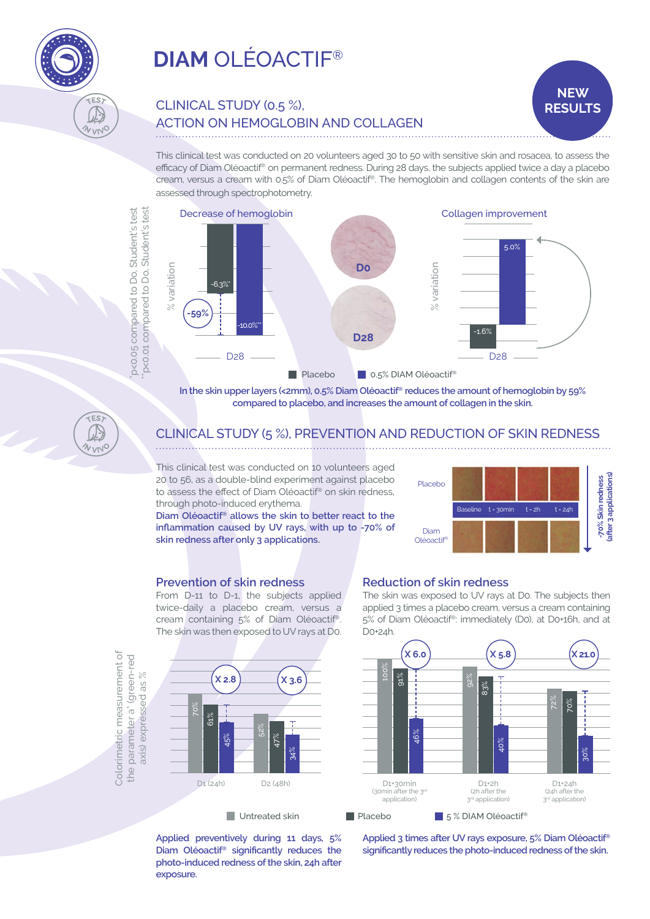# DIAM OLÉOACTIF®

**NEW RESULTS**

## CLINICAL STUDY (0.5 %), ACTION ON HEMOGLOBIN AND COLLAGEN

This clinical test was conducted on 20 volunteers aged 30 to 50 with sensitive skin and rosacea, to assess the efficacy of Diam Oléoactif® on permanent redness. During 28 days, the subjects applied twice a day a placebo cream, versus a cream with 0.5% of Diam Oléoactif®. The hemoglobin and collagen contents of the skin are assessed through spectrophotometry.

**Decrease of hemoglobin** (% variation, D28)

| | Placebo | 0.5% DIAM Oléoactif® |
|---|---|---|
| D28 | -6.3%* | -10.0%** |

-59%

D0 / D28

**Collagen improvement** (% variation, D28)

| | Placebo | 0.5% DIAM Oléoactif® |
|---|---|---|
| D28 | -1.6% | 5.0% |

*p<0.05 compared to D0, Student's test
**p<0.01 compared to D0, Student's test

**In the skin upper layers (<2mm), 0.5% Diam Oléoactif® reduces the amount of hemoglobin by 59% compared to placebo, and increases the amount of collagen in the skin.**

## CLINICAL STUDY (5 %), PREVENTION AND REDUCTION OF SKIN REDNESS

This clinical test was conducted on 10 volunteers aged 20 to 56, as a double-blind experiment against placebo to assess the effect of Diam Oléoactif® on skin redness, through photo-induced erythema.
**Diam Oléoactif® allows the skin to better react to the inflammation caused by UV rays, with up to -70% of skin redness after only 3 applications.**

Placebo / Diam Oléoactif® — Baseline, t - 30min, t - 2h, t - 24h

-70% Skin redness (after 3 applications)

### Prevention of skin redness

From D-11 to D-1, the subjects applied twice-daily a placebo cream, versus a cream containing 5% of Diam Oléoactif®. The skin was then exposed to UV rays at D0.

Colorimetric measurement of the parameter a* (green-red axis) expressed as %

| | Untreated skin | Placebo | 5 % DIAM Oléoactif® | |
|---|---|---|---|---|
| D1 (24h) | 70% | 61% | 45% | X 2.8 |
| D2 (48h) | 52% | 47% | 34% | X 3.6 |

**Applied preventively during 11 days, 5% Diam Oléoactif® significantly reduces the photo-induced redness of the skin, 24h after exposure.**

### Reduction of skin redness

The skin was exposed to UV rays at D0. The subjects then applied 3 times a placebo cream, versus a cream containing 5% of Diam Oléoactif®: immediately (D0), at D0+16h, and at D0+24h.

| | Untreated skin | Placebo | 5 % DIAM Oléoactif® | |
|---|---|---|---|---|
| D1+30min (30min after the 3rd application) | 100% | 91% | 46% | X 6.0 |
| D1+2h (2h after the 3rd application) | 92% | 83% | 40% | X 5.8 |
| D1+24h (24h after the 3rd application) | 72% | 70% | 30% | X 21.0 |

**Applied 3 times after UV rays exposure, 5% Diam Oléoactif® significantly reduces the photo-induced redness of the skin.**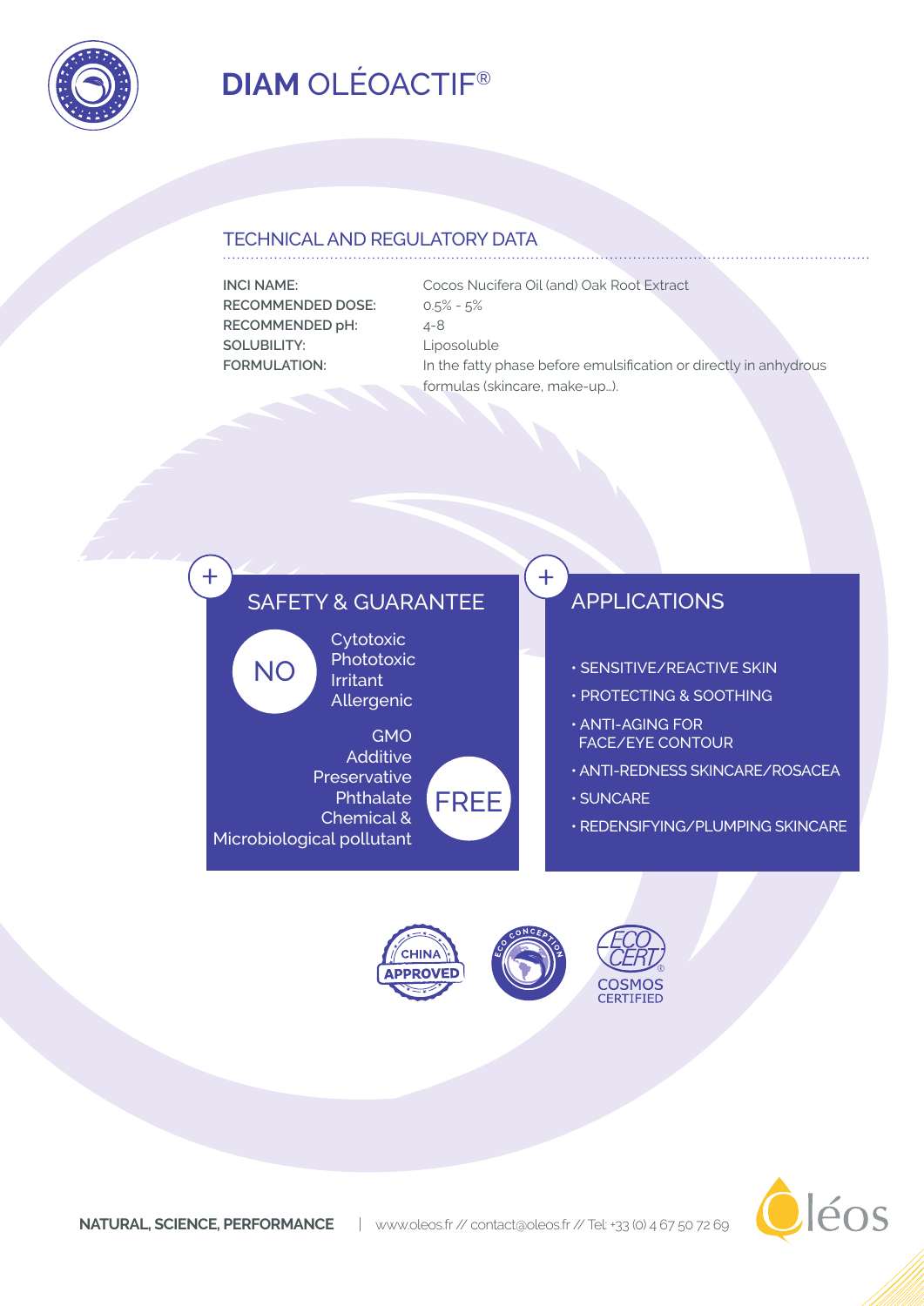# **DIAM** OLÉOACTIF®

## TECHNICAL AND REGULATORY DATA

| | |
|---|---|
| **INCI NAME:** | Cocos Nucifera Oil (and) Oak Root Extract |
| **RECOMMENDED DOSE:** | 0.5% - 5% |
| **RECOMMENDED pH:** | 4-8 |
| **SOLUBILITY:** | Liposoluble |
| **FORMULATION:** | In the fatty phase before emulsification or directly in anhydrous formulas (skincare, make-up...). |

## SAFETY & GUARANTEE

NO
- Cytotoxic
- Phototoxic
- Irritant
- Allergenic

FREE
- GMO
- Additive
- Preservative
- Phthalate
- Chemical & Microbiological pollutant

## APPLICATIONS

- SENSITIVE/REACTIVE SKIN
- PROTECTING & SOOTHING
- ANTI-AGING FOR FACE/EYE CONTOUR
- ANTI-REDNESS SKINCARE/ROSACEA
- SUNCARE
- REDENSIFYING/PLUMPING SKINCARE

CHINA APPROVED

ECO CONCEPTION

ECOCERT® COSMOS CERTIFIED

**NATURAL, SCIENCE, PERFORMANCE** | www.oleos.fr // contact@oleos.fr // Tel: +33 (0) 4 67 50 72 69

Oléos